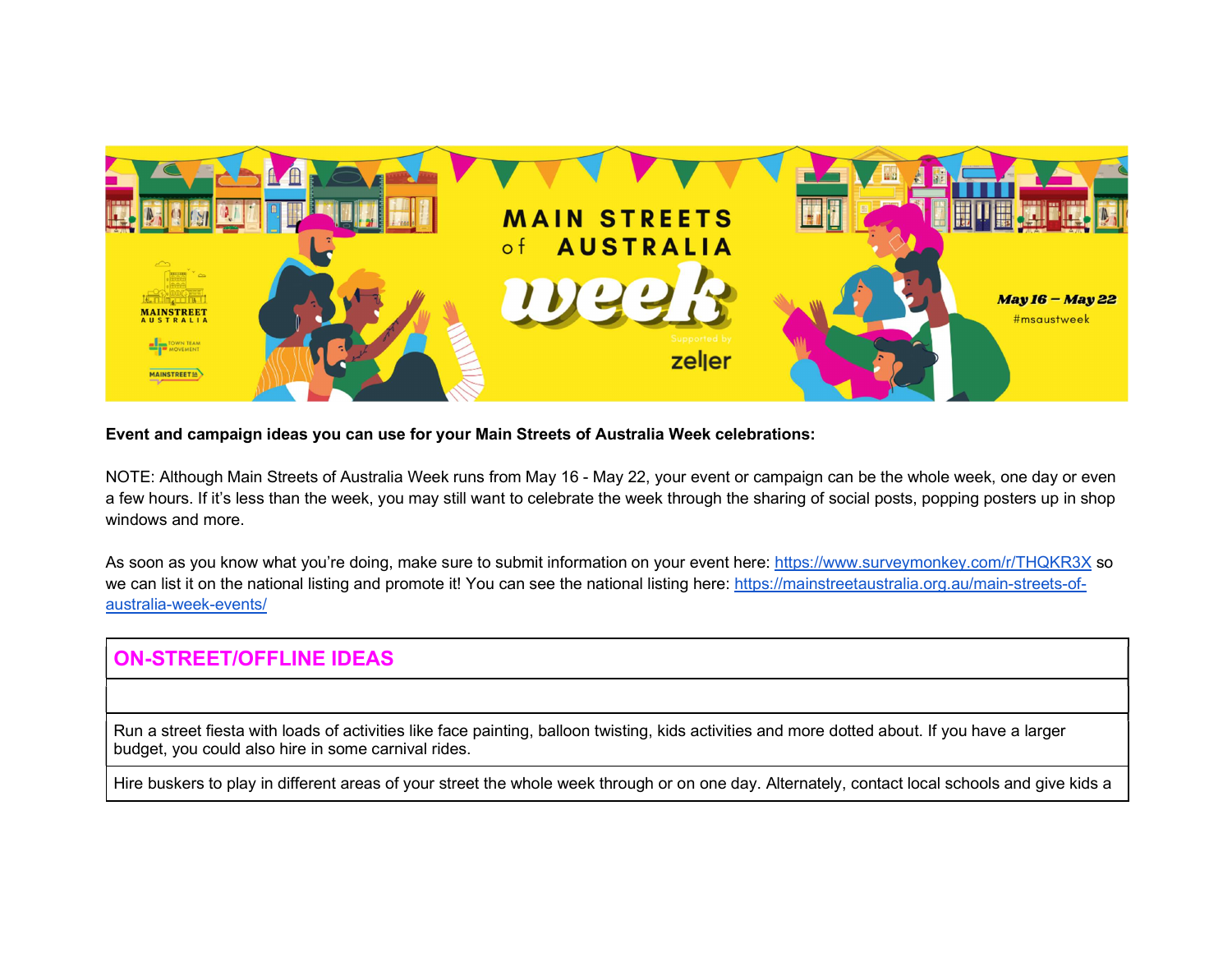**Event and campaign ideas you can use for your Main Streets of Australia Week celebrations:**

NOTE: Although Main Streets of Australia Week runs from May 16 - May 22, your event or campaign can be the whole week, one day or even a few hours. If it's less than the week, you may still want to celebrate the week through the sharing of social posts, popping posters up in shop windows and more.

As soon as you know what you're doing, make sure to submit information on your event here: https://www.surveymonkey.com/r/THQKR3X so we can list it on the national listing and promote it! You can see the national listing here: https://mainstreetaustralia.org.au/main-streets-of-australia-week-events/

| ON-STREET/OFFLINE IDEAS |
| --- |
| |
| Run a street fiesta with loads of activities like face painting, balloon twisting, kids activities and more dotted about. If you have a larger budget, you could also hire in some carnival rides. |
| Hire buskers to play in different areas of your street the whole week through or on one day. Alternately, contact local schools and give kids a |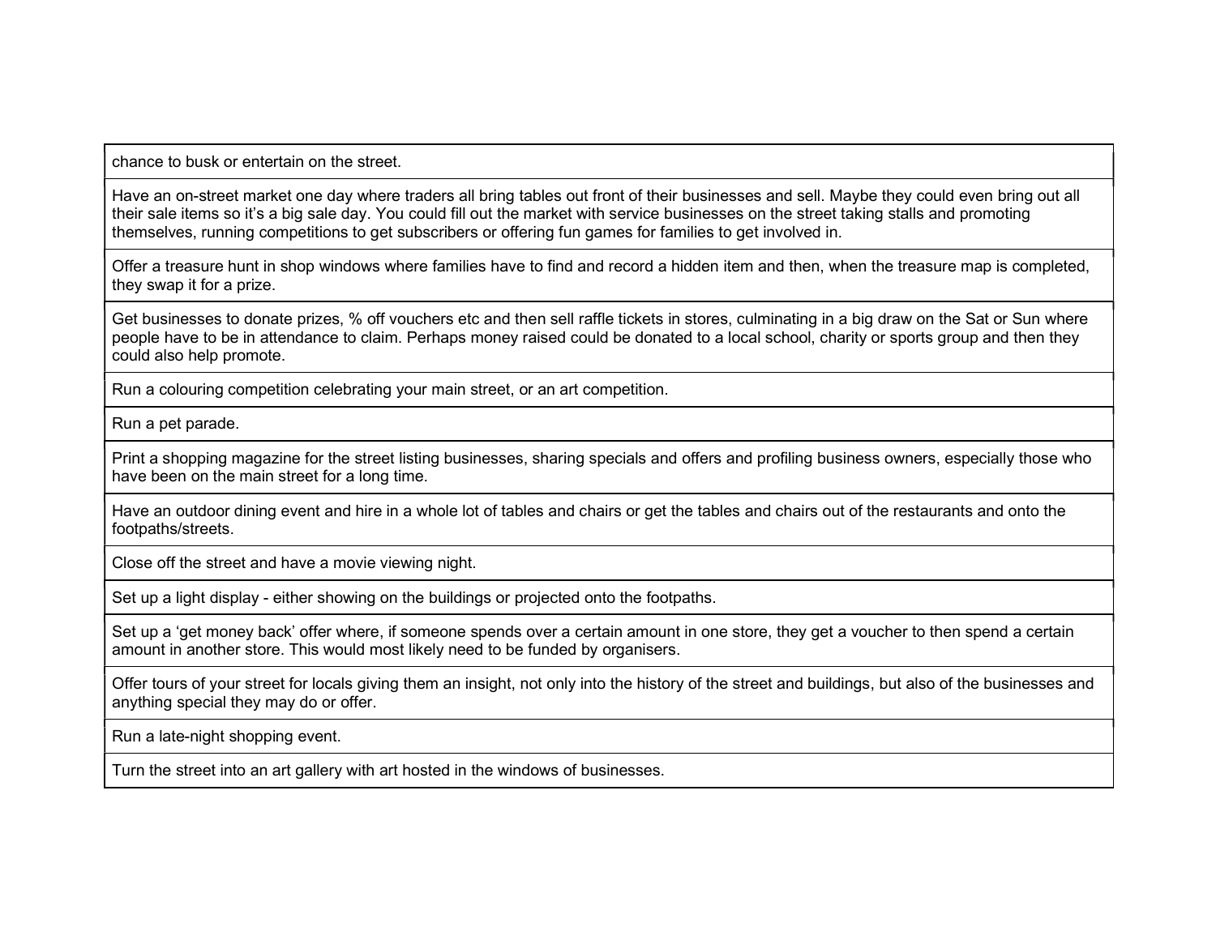| chance to busk or entertain on the street. |
| --- |
| Have an on-street market one day where traders all bring tables out front of their businesses and sell. Maybe they could even bring out all their sale items so it's a big sale day. You could fill out the market with service businesses on the street taking stalls and promoting themselves, running competitions to get subscribers or offering fun games for families to get involved in. |
| Offer a treasure hunt in shop windows where families have to find and record a hidden item and then, when the treasure map is completed, they swap it for a prize. |
| Get businesses to donate prizes, % off vouchers etc and then sell raffle tickets in stores, culminating in a big draw on the Sat or Sun where people have to be in attendance to claim. Perhaps money raised could be donated to a local school, charity or sports group and then they could also help promote. |
| Run a colouring competition celebrating your main street, or an art competition. |
| Run a pet parade. |
| Print a shopping magazine for the street listing businesses, sharing specials and offers and profiling business owners, especially those who have been on the main street for a long time. |
| Have an outdoor dining event and hire in a whole lot of tables and chairs or get the tables and chairs out of the restaurants and onto the footpaths/streets. |
| Close off the street and have a movie viewing night. |
| Set up a light display - either showing on the buildings or projected onto the footpaths. |
| Set up a 'get money back' offer where, if someone spends over a certain amount in one store, they get a voucher to then spend a certain amount in another store. This would most likely need to be funded by organisers. |
| Offer tours of your street for locals giving them an insight, not only into the history of the street and buildings, but also of the businesses and anything special they may do or offer. |
| Run a late-night shopping event. |
| Turn the street into an art gallery with art hosted in the windows of businesses. |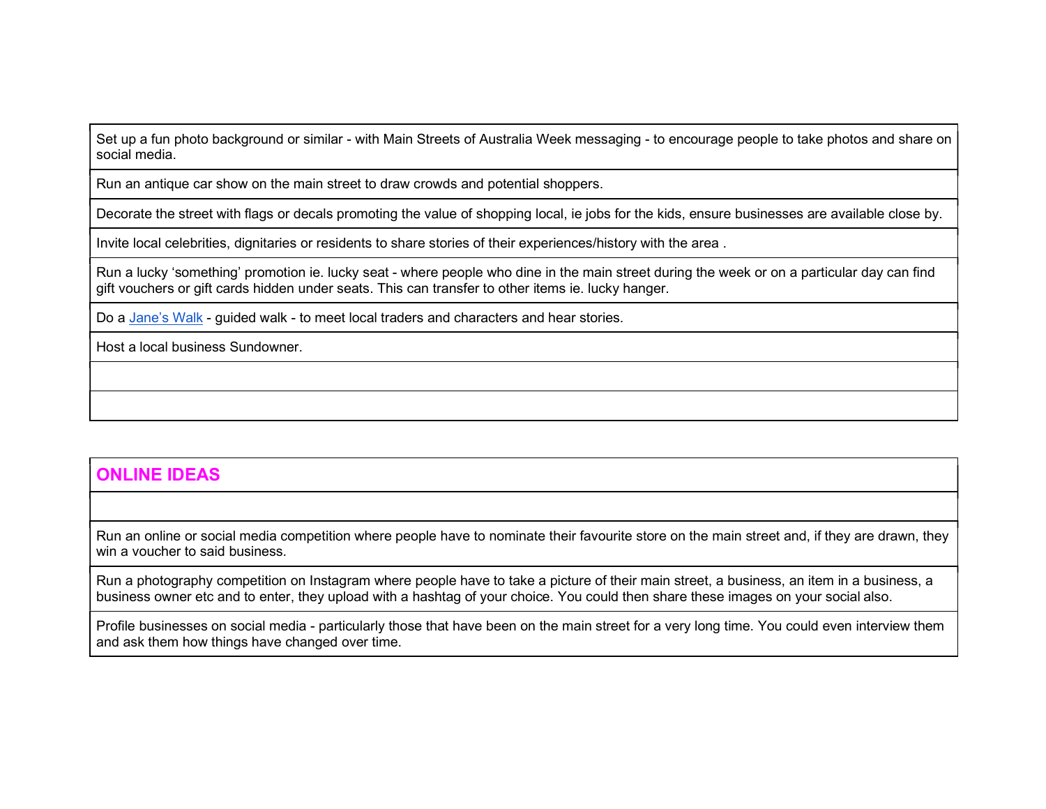| |
|---|
| Set up a fun photo background or similar - with Main Streets of Australia Week messaging - to encourage people to take photos and share on social media. |
| Run an antique car show on the main street to draw crowds and potential shoppers. |
| Decorate the street with flags or decals promoting the value of shopping local, ie jobs for the kids, ensure businesses are available close by. |
| Invite local celebrities, dignitaries or residents to share stories of their experiences/history with the area . |
| Run a lucky 'something' promotion ie. lucky seat - where people who dine in the main street during the week or on a particular day can find gift vouchers or gift cards hidden under seats. This can transfer to other items ie. lucky hanger. |
| Do a Jane's Walk - guided walk - to meet local traders and characters and hear stories. |
| Host a local business Sundowner. |
| |
| |

| **ONLINE IDEAS** |
|---|
| |
| Run an online or social media competition where people have to nominate their favourite store on the main street and, if they are drawn, they win a voucher to said business. |
| Run a photography competition on Instagram where people have to take a picture of their main street, a business, an item in a business, a business owner etc and to enter, they upload with a hashtag of your choice. You could then share these images on your social also. |
| Profile businesses on social media - particularly those that have been on the main street for a very long time. You could even interview them and ask them how things have changed over time. |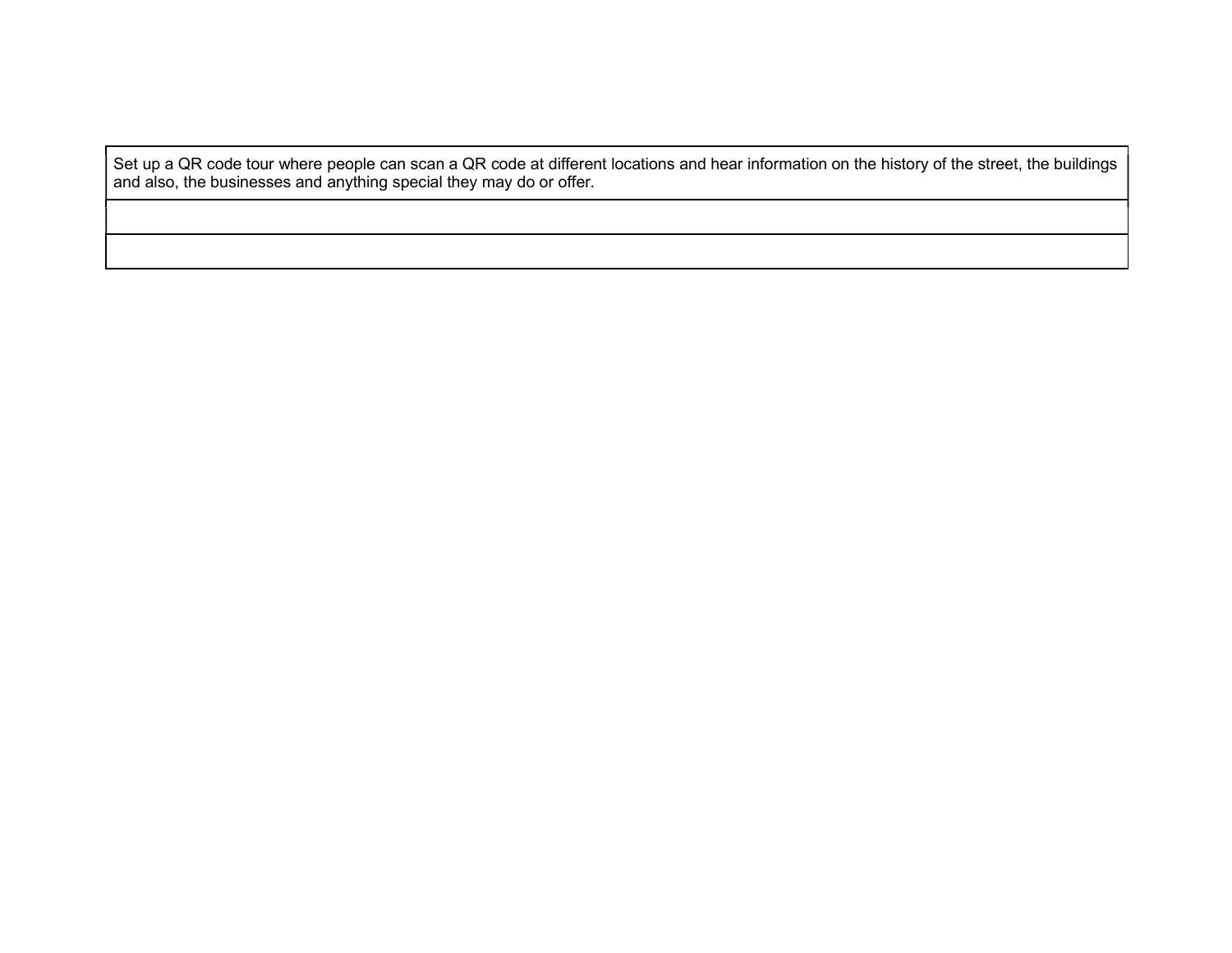| |
| --- |
| Set up a QR code tour where people can scan a QR code at different locations and hear information on the history of the street, the buildings and also, the businesses and anything special they may do or offer. |
| |
| |